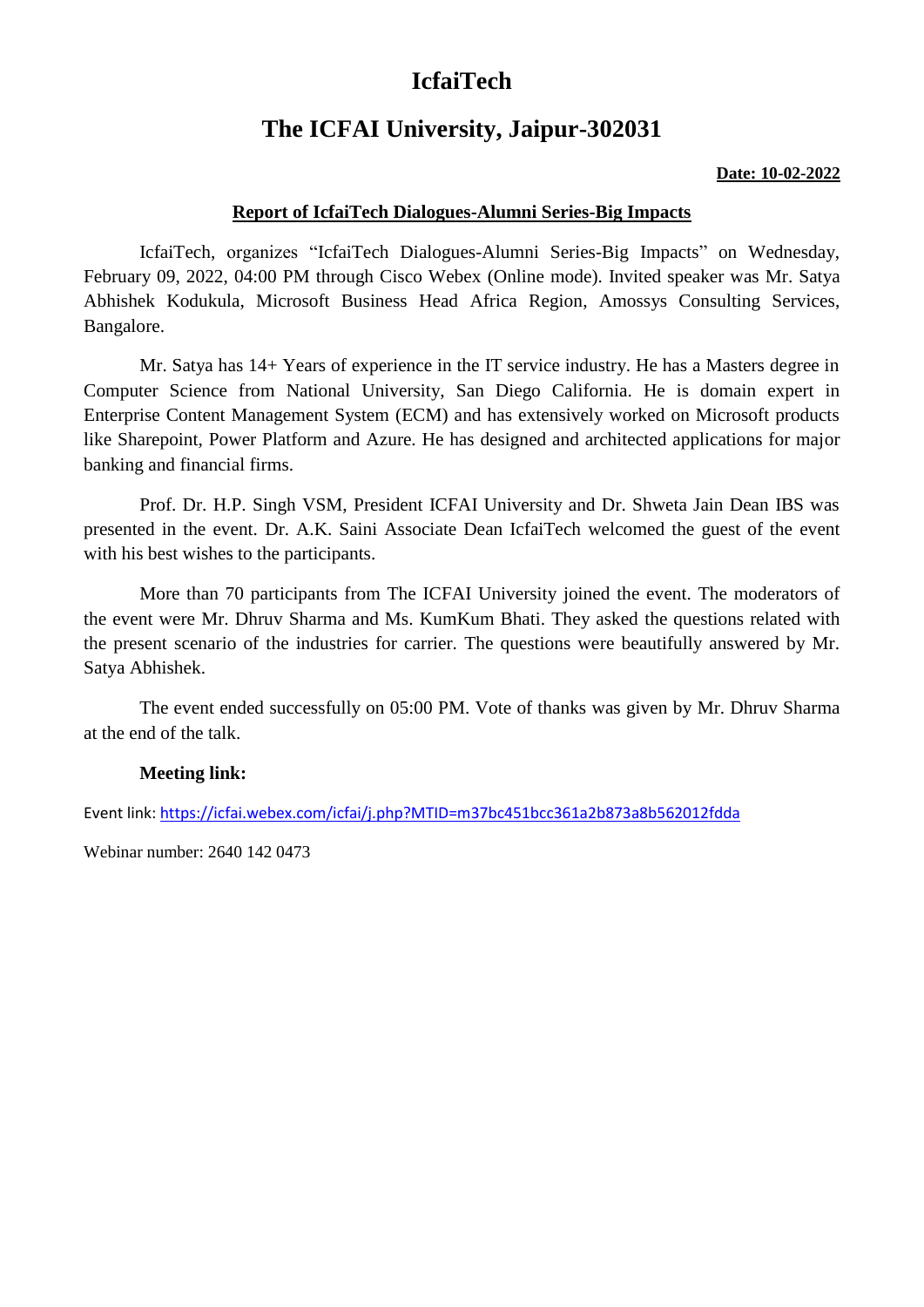# IcfaiTech

# The ICFAI University, Jaipur-302031

**Date: 10-02-2022**

**Report of IcfaiTech Dialogues-Alumni Series-Big Impacts**

IcfaiTech, organizes “IcfaiTech Dialogues-Alumni Series-Big Impacts” on Wednesday, February 09, 2022, 04:00 PM through Cisco Webex (Online mode). Invited speaker was Mr. Satya Abhishek Kodukula, Microsoft Business Head Africa Region, Amossys Consulting Services, Bangalore.

Mr. Satya has 14+ Years of experience in the IT service industry. He has a Masters degree in Computer Science from National University, San Diego California. He is domain expert in Enterprise Content Management System (ECM) and has extensively worked on Microsoft products like Sharepoint, Power Platform and Azure. He has designed and architected applications for major banking and financial firms.

Prof. Dr. H.P. Singh VSM, President ICFAI University and Dr. Shweta Jain Dean IBS was presented in the event. Dr. A.K. Saini Associate Dean IcfaiTech welcomed the guest of the event with his best wishes to the participants.

More than 70 participants from The ICFAI University joined the event. The moderators of the event were Mr. Dhruv Sharma and Ms. KumKum Bhati. They asked the questions related with the present scenario of the industries for carrier. The questions were beautifully answered by Mr. Satya Abhishek.

The event ended successfully on 05:00 PM. Vote of thanks was given by Mr. Dhruv Sharma at the end of the talk.

**Meeting link:**

Event link: https://icfai.webex.com/icfai/j.php?MTID=m37bc451bcc361a2b873a8b562012fdda

Webinar number: 2640 142 0473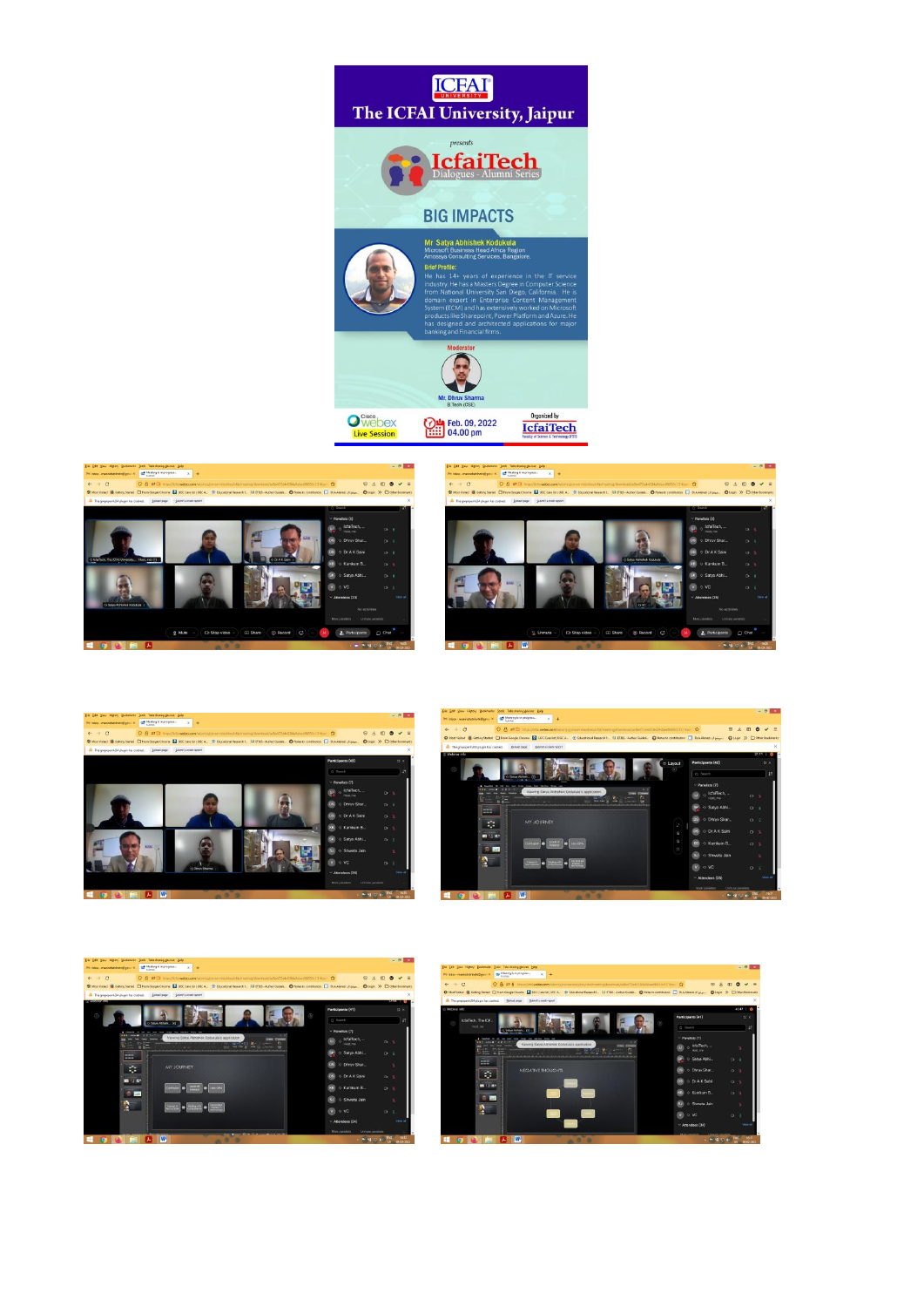# The ICFAI University, Jaipur

*presents*

## IcfaiTech

Dialogues - Alumni Series

## BIG IMPACTS

**Mr Satya Abhishek Kodukula**
Microsoft Business Head Africa Region
Amosoya Consulting Services, Bangalore.

**Brief Profile:**
He has 14+ years of experience in the IT service industry. He has a Masters Degree in Computer Science from National University San Diego, California. He is domain expert in Enterprise Content Management System (ECM) and has extensively worked on Microsoft products like Sharepoint, Power Platform and Azure. He has designed and architected applications for major banking and Financial firms.

**Moderator**

Mr. Dhruv Sharma
B.Tech (CSE)

Cisco Webex Live Session

Feb. 09, 2022
04.00 pm

Organized by
IcfaiTech